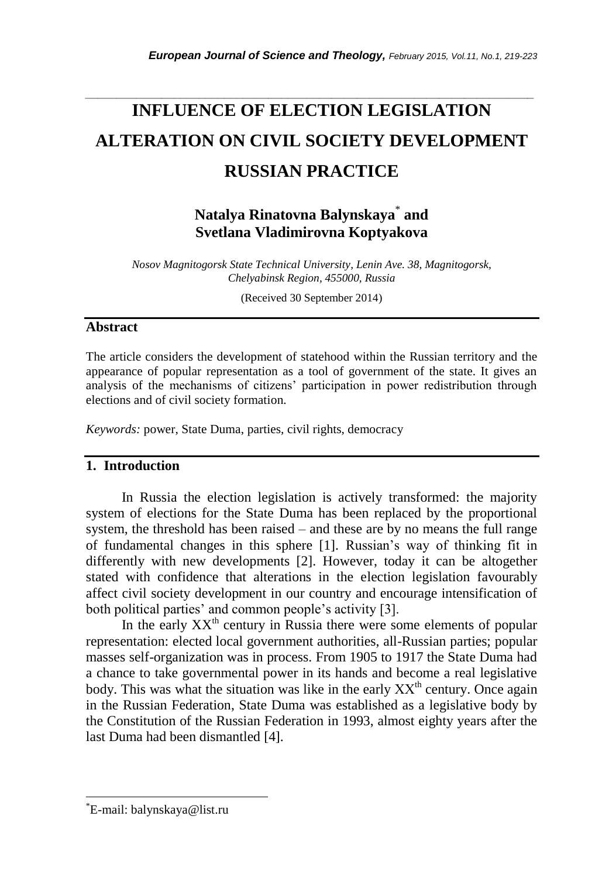# INFLUENCE OF ELECTION LEGISLATION ALTERATION ON CIVIL SOCIETY DEVELOPMENT RUSSIAN PRACTICE

**Natalya Rinatovna Balynskaya*** **and Svetlana Vladimirovna Koptyakova**

*Nosov Magnitogorsk State Technical University, Lenin Ave. 38, Magnitogorsk, Chelyabinsk Region, 455000, Russia*

(Received 30 September 2014)

## Abstract

The article considers the development of statehood within the Russian territory and the appearance of popular representation as a tool of government of the state. It gives an analysis of the mechanisms of citizens' participation in power redistribution through elections and of civil society formation.

*Keywords:* power, State Duma, parties, civil rights, democracy

## 1. Introduction

In Russia the election legislation is actively transformed: the majority system of elections for the State Duma has been replaced by the proportional system, the threshold has been raised – and these are by no means the full range of fundamental changes in this sphere [1]. Russian's way of thinking fit in differently with new developments [2]. However, today it can be altogether stated with confidence that alterations in the election legislation favourably affect civil society development in our country and encourage intensification of both political parties' and common people's activity [3].

In the early XX[th] century in Russia there were some elements of popular representation: elected local government authorities, all-Russian parties; popular masses self-organization was in process. From 1905 to 1917 the State Duma had a chance to take governmental power in its hands and become a real legislative body. This was what the situation was like in the early XX[th] century. Once again in the Russian Federation, State Duma was established as a legislative body by the Constitution of the Russian Federation in 1993, almost eighty years after the last Duma had been dismantled [4].

*E-mail: balynskaya@list.ru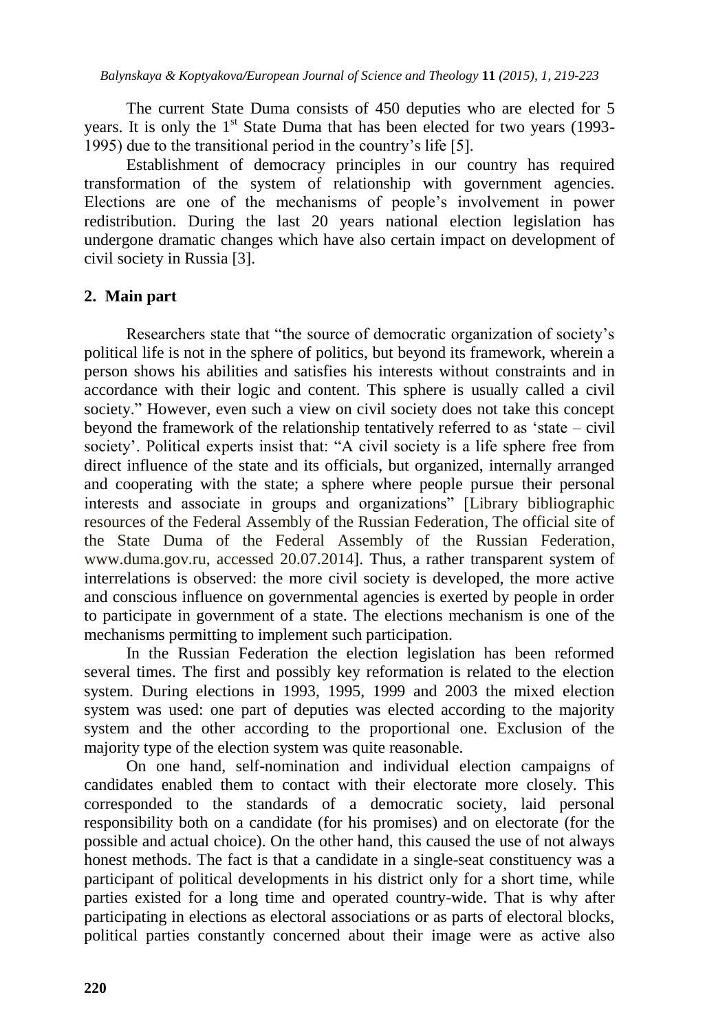The current State Duma consists of 450 deputies who are elected for 5 years. It is only the 1st State Duma that has been elected for two years (1993-1995) due to the transitional period in the country's life [5].

Establishment of democracy principles in our country has required transformation of the system of relationship with government agencies. Elections are one of the mechanisms of people's involvement in power redistribution. During the last 20 years national election legislation has undergone dramatic changes which have also certain impact on development of civil society in Russia [3].

## 2. Main part

Researchers state that "the source of democratic organization of society's political life is not in the sphere of politics, but beyond its framework, wherein a person shows his abilities and satisfies his interests without constraints and in accordance with their logic and content. This sphere is usually called a civil society." However, even such a view on civil society does not take this concept beyond the framework of the relationship tentatively referred to as 'state – civil society'. Political experts insist that: "A civil society is a life sphere free from direct influence of the state and its officials, but organized, internally arranged and cooperating with the state; a sphere where people pursue their personal interests and associate in groups and organizations" [Library bibliographic resources of the Federal Assembly of the Russian Federation, The official site of the State Duma of the Federal Assembly of the Russian Federation, www.duma.gov.ru, accessed 20.07.2014]. Thus, a rather transparent system of interrelations is observed: the more civil society is developed, the more active and conscious influence on governmental agencies is exerted by people in order to participate in government of a state. The elections mechanism is one of the mechanisms permitting to implement such participation.

In the Russian Federation the election legislation has been reformed several times. The first and possibly key reformation is related to the election system. During elections in 1993, 1995, 1999 and 2003 the mixed election system was used: one part of deputies was elected according to the majority system and the other according to the proportional one. Exclusion of the majority type of the election system was quite reasonable.

On one hand, self-nomination and individual election campaigns of candidates enabled them to contact with their electorate more closely. This corresponded to the standards of a democratic society, laid personal responsibility both on a candidate (for his promises) and on electorate (for the possible and actual choice). On the other hand, this caused the use of not always honest methods. The fact is that a candidate in a single-seat constituency was a participant of political developments in his district only for a short time, while parties existed for a long time and operated country-wide. That is why after participating in elections as electoral associations or as parts of electoral blocks, political parties constantly concerned about their image were as active also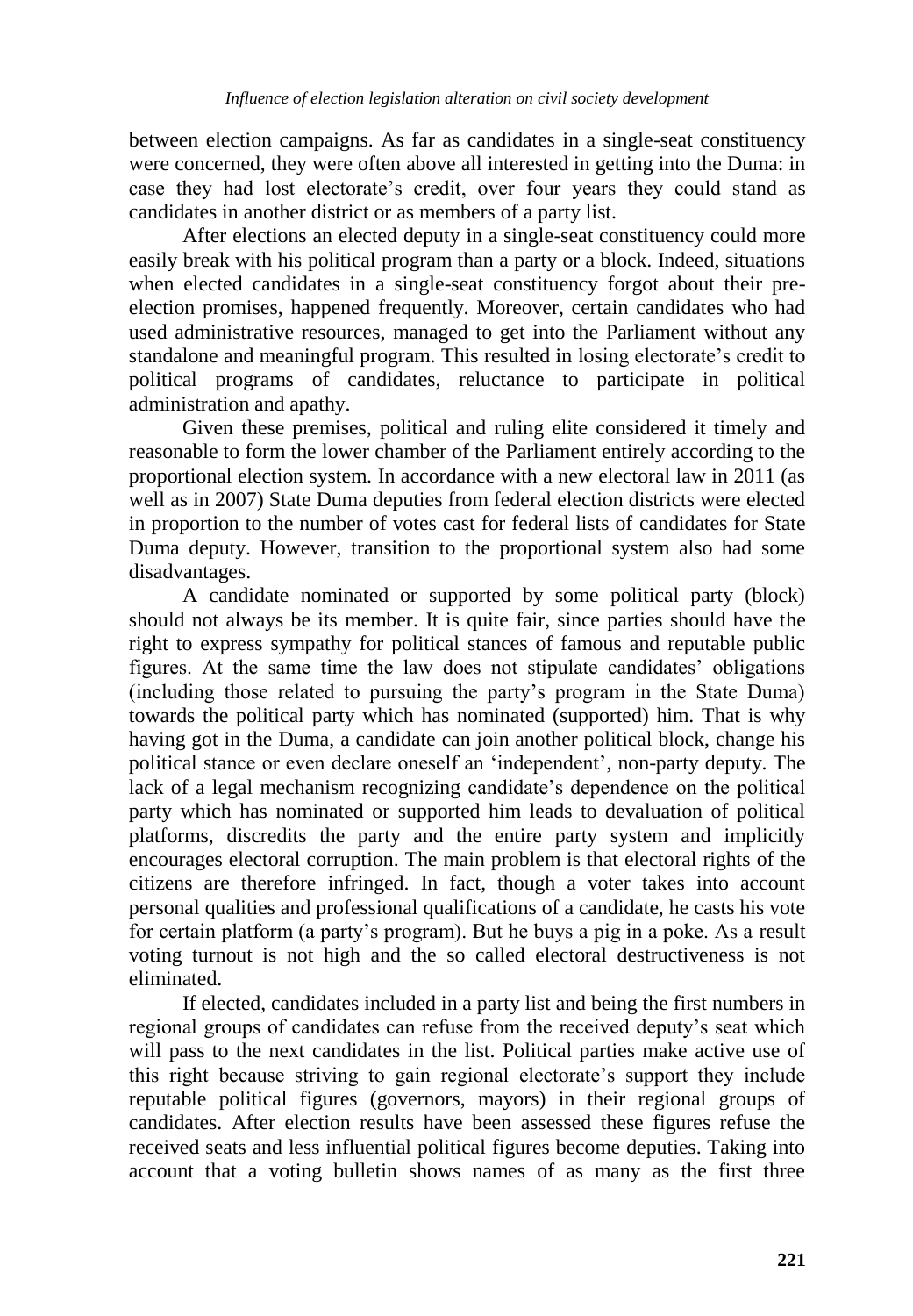between election campaigns. As far as candidates in a single-seat constituency were concerned, they were often above all interested in getting into the Duma: in case they had lost electorate's credit, over four years they could stand as candidates in another district or as members of a party list.

After elections an elected deputy in a single-seat constituency could more easily break with his political program than a party or a block. Indeed, situations when elected candidates in a single-seat constituency forgot about their pre-election promises, happened frequently. Moreover, certain candidates who had used administrative resources, managed to get into the Parliament without any standalone and meaningful program. This resulted in losing electorate's credit to political programs of candidates, reluctance to participate in political administration and apathy.

Given these premises, political and ruling elite considered it timely and reasonable to form the lower chamber of the Parliament entirely according to the proportional election system. In accordance with a new electoral law in 2011 (as well as in 2007) State Duma deputies from federal election districts were elected in proportion to the number of votes cast for federal lists of candidates for State Duma deputy. However, transition to the proportional system also had some disadvantages.

A candidate nominated or supported by some political party (block) should not always be its member. It is quite fair, since parties should have the right to express sympathy for political stances of famous and reputable public figures. At the same time the law does not stipulate candidates' obligations (including those related to pursuing the party's program in the State Duma) towards the political party which has nominated (supported) him. That is why having got in the Duma, a candidate can join another political block, change his political stance or even declare oneself an 'independent', non-party deputy. The lack of a legal mechanism recognizing candidate's dependence on the political party which has nominated or supported him leads to devaluation of political platforms, discredits the party and the entire party system and implicitly encourages electoral corruption. The main problem is that electoral rights of the citizens are therefore infringed. In fact, though a voter takes into account personal qualities and professional qualifications of a candidate, he casts his vote for certain platform (a party's program). But he buys a pig in a poke. As a result voting turnout is not high and the so called electoral destructiveness is not eliminated.

If elected, candidates included in a party list and being the first numbers in regional groups of candidates can refuse from the received deputy's seat which will pass to the next candidates in the list. Political parties make active use of this right because striving to gain regional electorate's support they include reputable political figures (governors, mayors) in their regional groups of candidates. After election results have been assessed these figures refuse the received seats and less influential political figures become deputies. Taking into account that a voting bulletin shows names of as many as the first three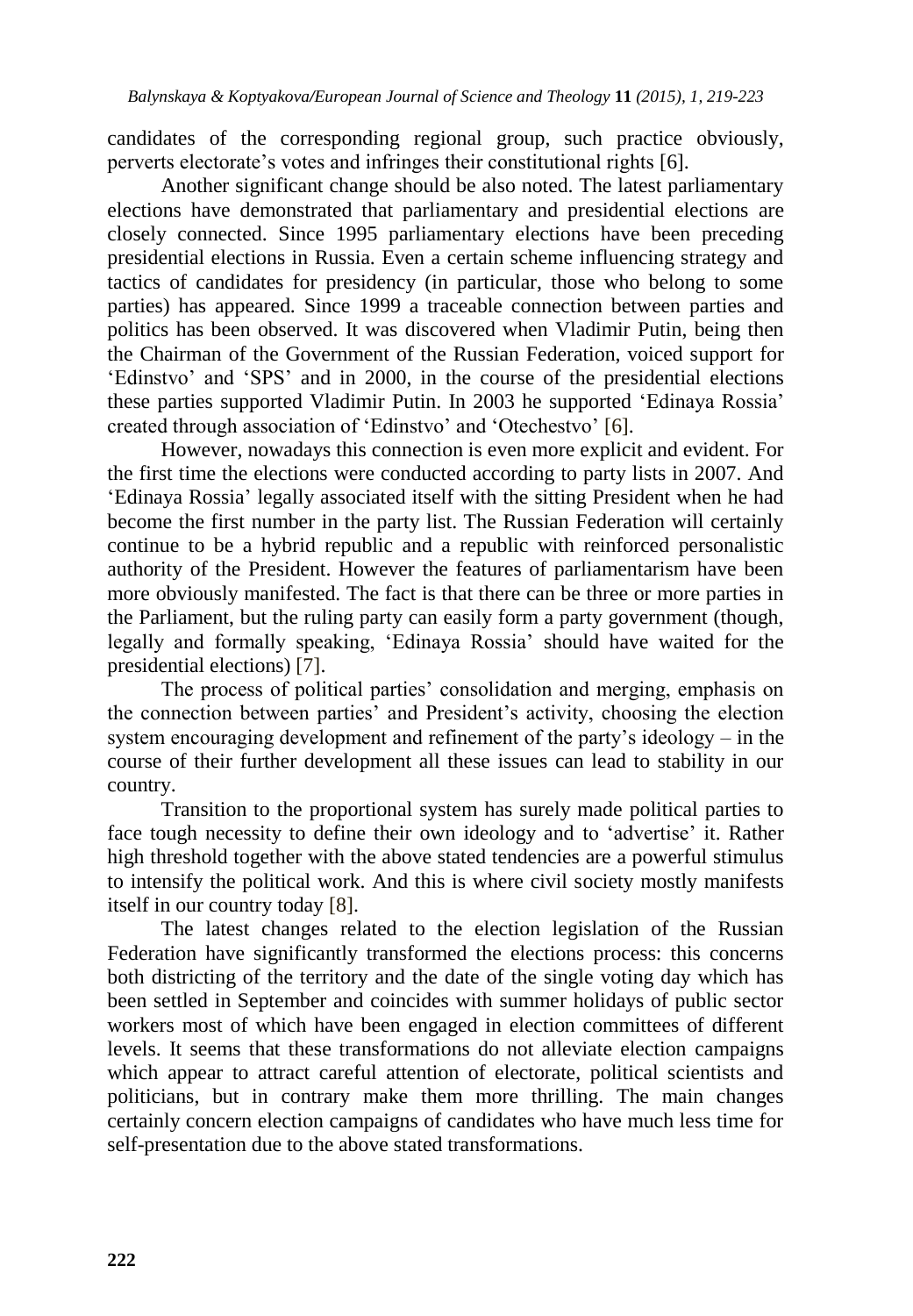candidates of the corresponding regional group, such practice obviously, perverts electorate's votes and infringes their constitutional rights [6].

Another significant change should be also noted. The latest parliamentary elections have demonstrated that parliamentary and presidential elections are closely connected. Since 1995 parliamentary elections have been preceding presidential elections in Russia. Even a certain scheme influencing strategy and tactics of candidates for presidency (in particular, those who belong to some parties) has appeared. Since 1999 a traceable connection between parties and politics has been observed. It was discovered when Vladimir Putin, being then the Chairman of the Government of the Russian Federation, voiced support for 'Edinstvo' and 'SPS' and in 2000, in the course of the presidential elections these parties supported Vladimir Putin. In 2003 he supported 'Edinaya Rossia' created through association of 'Edinstvo' and 'Otechestvo' [6].

However, nowadays this connection is even more explicit and evident. For the first time the elections were conducted according to party lists in 2007. And 'Edinaya Rossia' legally associated itself with the sitting President when he had become the first number in the party list. The Russian Federation will certainly continue to be a hybrid republic and a republic with reinforced personalistic authority of the President. However the features of parliamentarism have been more obviously manifested. The fact is that there can be three or more parties in the Parliament, but the ruling party can easily form a party government (though, legally and formally speaking, 'Edinaya Rossia' should have waited for the presidential elections) [7].

The process of political parties' consolidation and merging, emphasis on the connection between parties' and President's activity, choosing the election system encouraging development and refinement of the party's ideology – in the course of their further development all these issues can lead to stability in our country.

Transition to the proportional system has surely made political parties to face tough necessity to define their own ideology and to 'advertise' it. Rather high threshold together with the above stated tendencies are a powerful stimulus to intensify the political work. And this is where civil society mostly manifests itself in our country today [8].

The latest changes related to the election legislation of the Russian Federation have significantly transformed the elections process: this concerns both districting of the territory and the date of the single voting day which has been settled in September and coincides with summer holidays of public sector workers most of which have been engaged in election committees of different levels. It seems that these transformations do not alleviate election campaigns which appear to attract careful attention of electorate, political scientists and politicians, but in contrary make them more thrilling. The main changes certainly concern election campaigns of candidates who have much less time for self-presentation due to the above stated transformations.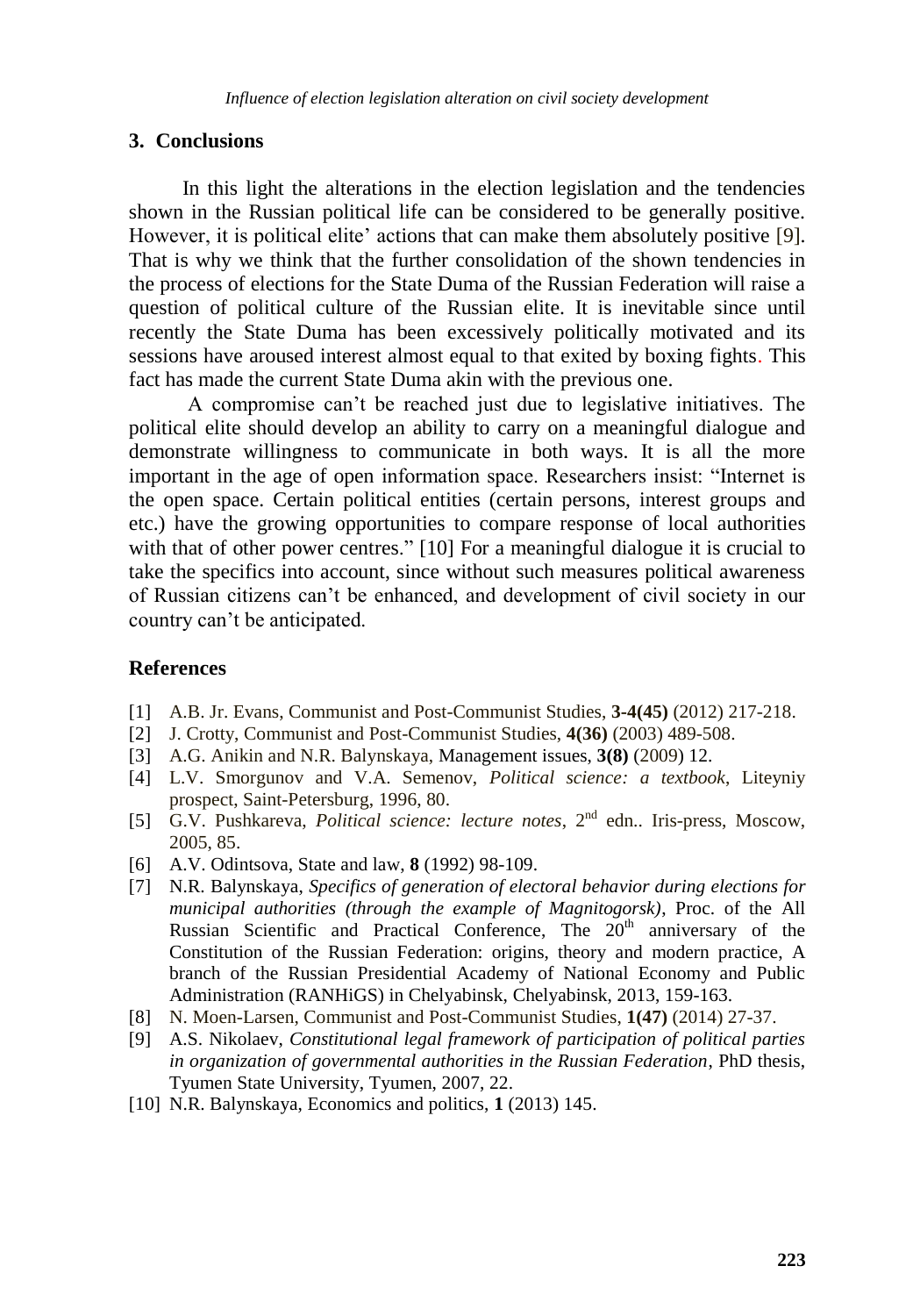## 3. Conclusions

In this light the alterations in the election legislation and the tendencies shown in the Russian political life can be considered to be generally positive. However, it is political elite' actions that can make them absolutely positive [9]. That is why we think that the further consolidation of the shown tendencies in the process of elections for the State Duma of the Russian Federation will raise a question of political culture of the Russian elite. It is inevitable since until recently the State Duma has been excessively politically motivated and its sessions have aroused interest almost equal to that exited by boxing fights. This fact has made the current State Duma akin with the previous one.

A compromise can't be reached just due to legislative initiatives. The political elite should develop an ability to carry on a meaningful dialogue and demonstrate willingness to communicate in both ways. It is all the more important in the age of open information space. Researchers insist: "Internet is the open space. Certain political entities (certain persons, interest groups and etc.) have the growing opportunities to compare response of local authorities with that of other power centres." [10] For a meaningful dialogue it is crucial to take the specifics into account, since without such measures political awareness of Russian citizens can't be enhanced, and development of civil society in our country can't be anticipated.

## References

[1] A.B. Jr. Evans, Communist and Post-Communist Studies, **3-4(45)** (2012) 217-218.

[2] J. Crotty, Communist and Post-Communist Studies, **4(36)** (2003) 489-508.

[3] A.G. Anikin and N.R. Balynskaya, Management issues, **3(8)** (2009) 12.

[4] L.V. Smorgunov and V.A. Semenov, *Political science: a textbook*, Liteyniy prospect, Saint-Petersburg, 1996, 80.

[5] G.V. Pushkareva, *Political science: lecture notes*, 2nd edn.. Iris-press, Moscow, 2005, 85.

[6] A.V. Odintsova, State and law, **8** (1992) 98-109.

[7] N.R. Balynskaya, *Specifics of generation of electoral behavior during elections for municipal authorities (through the example of Magnitogorsk)*, Proc. of the All Russian Scientific and Practical Conference, The 20th anniversary of the Constitution of the Russian Federation: origins, theory and modern practice, A branch of the Russian Presidential Academy of National Economy and Public Administration (RANHiGS) in Chelyabinsk, Chelyabinsk, 2013, 159-163.

[8] N. Moen-Larsen, Communist and Post-Communist Studies, **1(47)** (2014) 27-37.

[9] A.S. Nikolaev, *Constitutional legal framework of participation of political parties in organization of governmental authorities in the Russian Federation*, PhD thesis, Tyumen State University, Tyumen, 2007, 22.

[10] N.R. Balynskaya, Economics and politics, **1** (2013) 145.